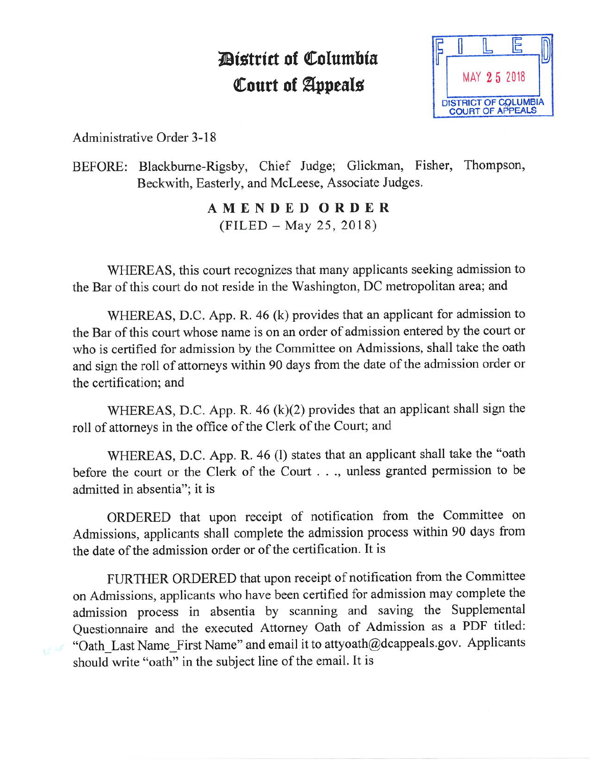# District of Columbia Court of Appeals

FILED
MAY 25 2018
DISTRICT OF COLUMBIA COURT OF APPEALS

Administrative Order 3-18

BEFORE: Blackburne-Rigsby, Chief Judge; Glickman, Fisher, Thompson, Beckwith, Easterly, and McLeese, Associate Judges.

**A M E N D E D   O R D E R**
(FILED – May 25, 2018)

WHEREAS, this court recognizes that many applicants seeking admission to the Bar of this court do not reside in the Washington, DC metropolitan area; and

WHEREAS, D.C. App. R. 46 (k) provides that an applicant for admission to the Bar of this court whose name is on an order of admission entered by the court or who is certified for admission by the Committee on Admissions, shall take the oath and sign the roll of attorneys within 90 days from the date of the admission order or the certification; and

WHEREAS, D.C. App. R. 46 (k)(2) provides that an applicant shall sign the roll of attorneys in the office of the Clerk of the Court; and

WHEREAS, D.C. App. R. 46 (l) states that an applicant shall take the "oath before the court or the Clerk of the Court . . ., unless granted permission to be admitted in absentia"; it is

ORDERED that upon receipt of notification from the Committee on Admissions, applicants shall complete the admission process within 90 days from the date of the admission order or of the certification. It is

FURTHER ORDERED that upon receipt of notification from the Committee on Admissions, applicants who have been certified for admission may complete the admission process in absentia by scanning and saving the Supplemental Questionnaire and the executed Attorney Oath of Admission as a PDF titled: "Oath_Last Name_First Name" and email it to attyoath@dcappeals.gov. Applicants should write "oath" in the subject line of the email. It is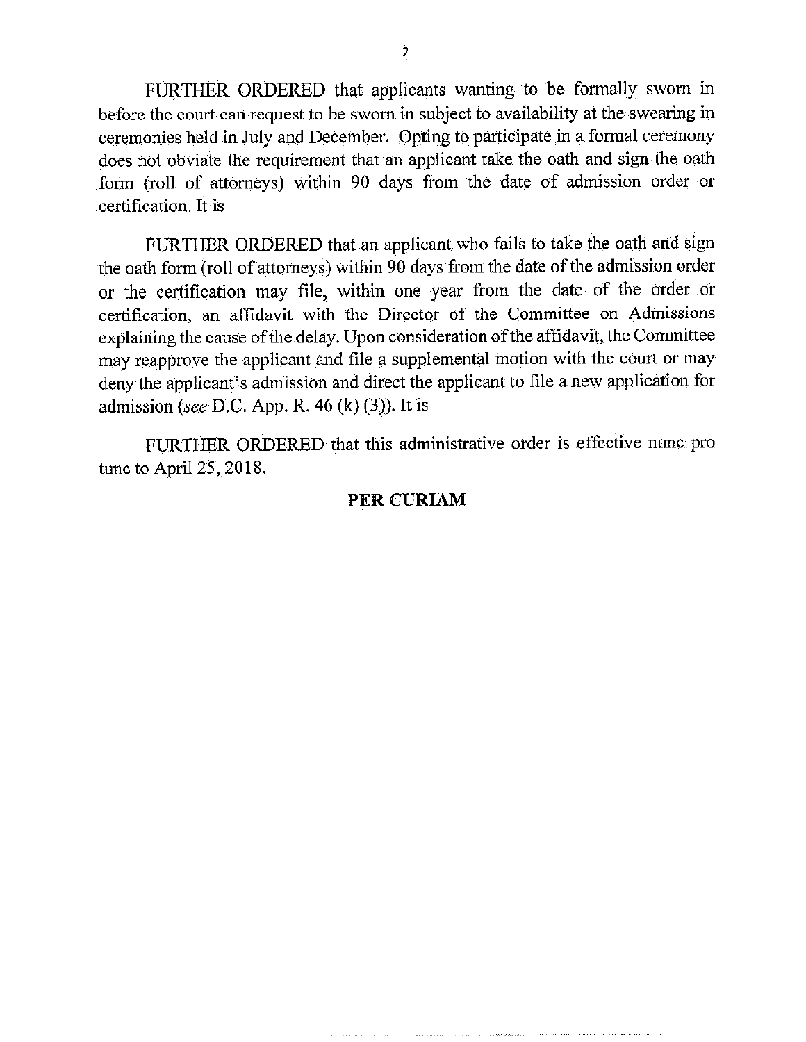FURTHER ORDERED that applicants wanting to be formally sworn in before the court can request to be sworn in subject to availability at the swearing in ceremonies held in July and December. Opting to participate in a formal ceremony does not obviate the requirement that an applicant take the oath and sign the oath form (roll of attorneys) within 90 days from the date of admission order or certification. It is

FURTHER ORDERED that an applicant who fails to take the oath and sign the oath form (roll of attorneys) within 90 days from the date of the admission order or the certification may file, within one year from the date of the order or certification, an affidavit with the Director of the Committee on Admissions explaining the cause of the delay. Upon consideration of the affidavit, the Committee may reapprove the applicant and file a supplemental motion with the court or may deny the applicant's admission and direct the applicant to file a new application for admission (*see* D.C. App. R. 46 (k) (3)). It is

FURTHER ORDERED that this administrative order is effective nunc pro tunc to April 25, 2018.

**PER CURIAM**